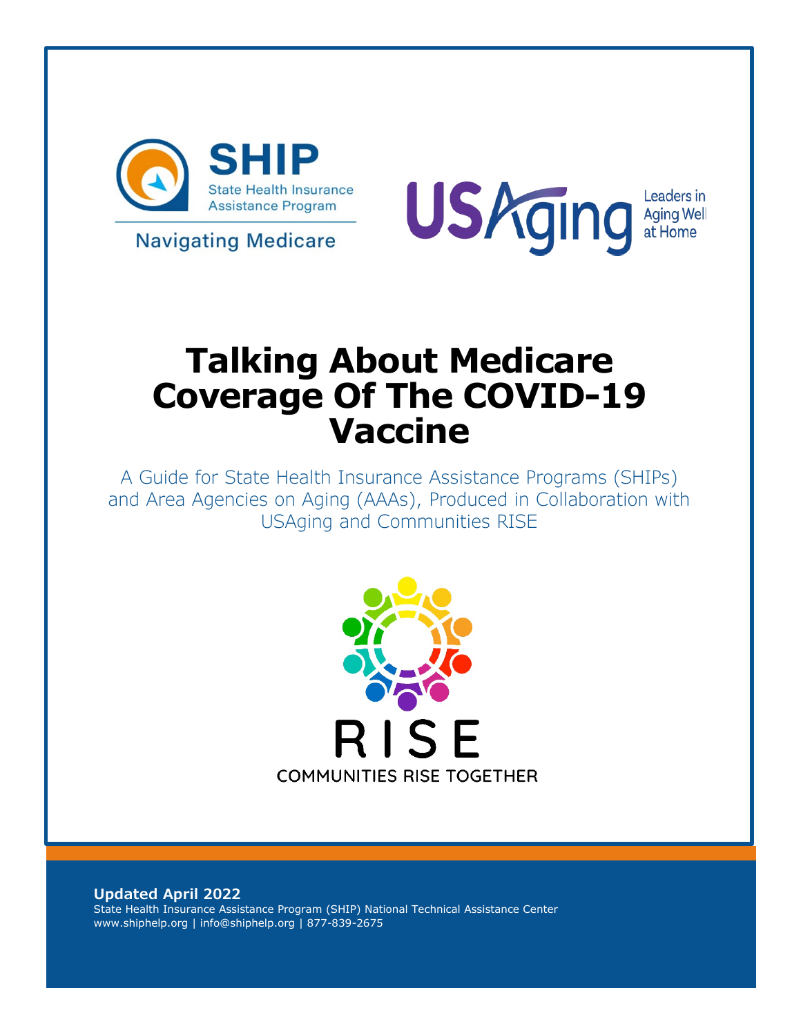SHIP

State Health Insurance Assistance Program

Navigating Medicare

USAging

Leaders in Aging Well at Home

# Talking About Medicare Coverage Of The COVID-19 Vaccine

A Guide for State Health Insurance Assistance Programs (SHIPs) and Area Agencies on Aging (AAAs), Produced in Collaboration with USAging and Communities RISE

RISE

COMMUNITIES RISE TOGETHER

**Updated April 2022**

State Health Insurance Assistance Program (SHIP) National Technical Assistance Center

www.shiphelp.org | info@shiphelp.org | 877-839-2675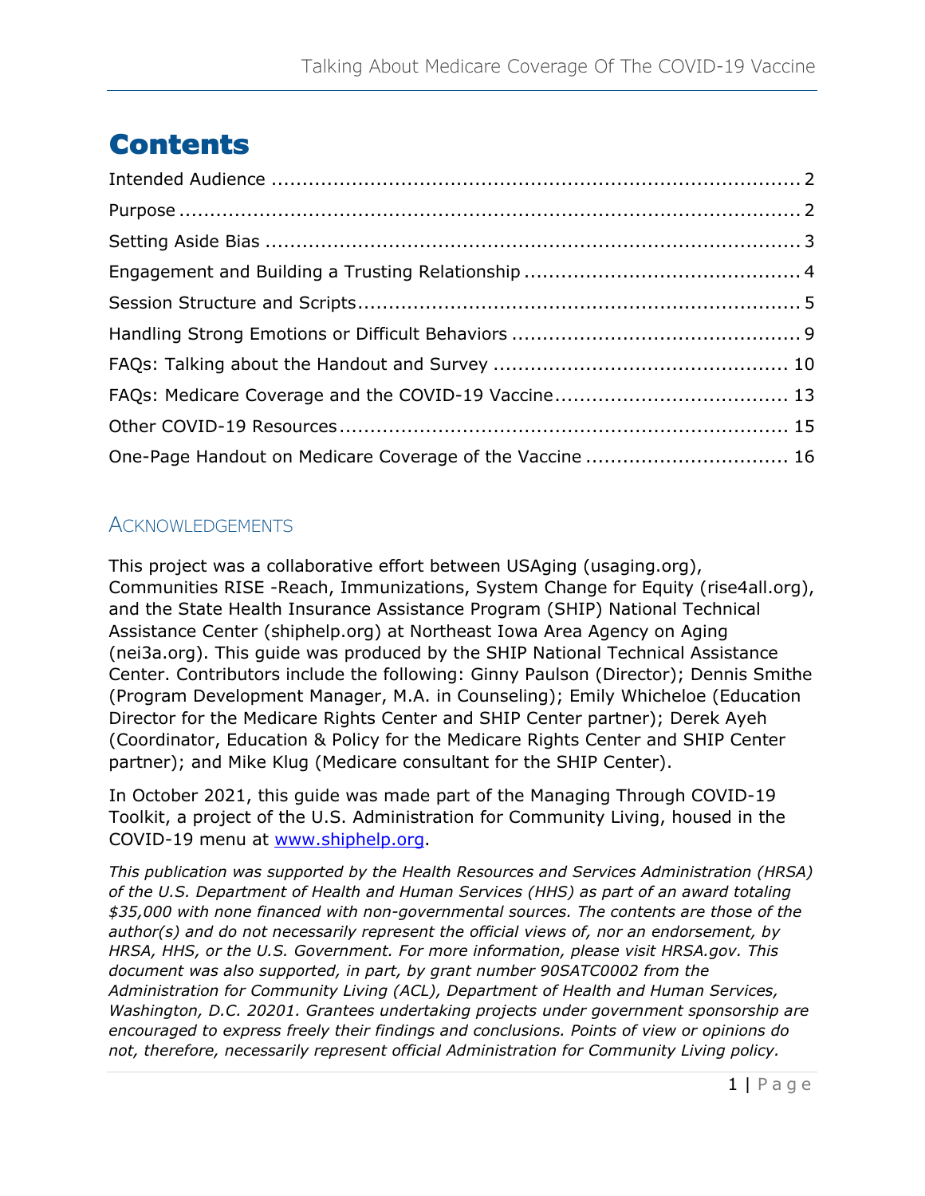# Contents

Intended Audience ..... 2
Purpose ..... 2
Setting Aside Bias ..... 3
Engagement and Building a Trusting Relationship ..... 4
Session Structure and Scripts ..... 5
Handling Strong Emotions or Difficult Behaviors ..... 9
FAQs: Talking about the Handout and Survey ..... 10
FAQs: Medicare Coverage and the COVID-19 Vaccine ..... 13
Other COVID-19 Resources ..... 15
One-Page Handout on Medicare Coverage of the Vaccine ..... 16

## Acknowledgements

This project was a collaborative effort between USAging (usaging.org), Communities RISE -Reach, Immunizations, System Change for Equity (rise4all.org), and the State Health Insurance Assistance Program (SHIP) National Technical Assistance Center (shiphelp.org) at Northeast Iowa Area Agency on Aging (nei3a.org). This guide was produced by the SHIP National Technical Assistance Center. Contributors include the following: Ginny Paulson (Director); Dennis Smithe (Program Development Manager, M.A. in Counseling); Emily Whicheloe (Education Director for the Medicare Rights Center and SHIP Center partner); Derek Ayeh (Coordinator, Education & Policy for the Medicare Rights Center and SHIP Center partner); and Mike Klug (Medicare consultant for the SHIP Center).

In October 2021, this guide was made part of the Managing Through COVID-19 Toolkit, a project of the U.S. Administration for Community Living, housed in the COVID-19 menu at www.shiphelp.org.

*This publication was supported by the Health Resources and Services Administration (HRSA) of the U.S. Department of Health and Human Services (HHS) as part of an award totaling $35,000 with none financed with non-governmental sources. The contents are those of the author(s) and do not necessarily represent the official views of, nor an endorsement, by HRSA, HHS, or the U.S. Government. For more information, please visit HRSA.gov. This document was also supported, in part, by grant number 90SATC0002 from the Administration for Community Living (ACL), Department of Health and Human Services, Washington, D.C. 20201. Grantees undertaking projects under government sponsorship are encouraged to express freely their findings and conclusions. Points of view or opinions do not, therefore, necessarily represent official Administration for Community Living policy.*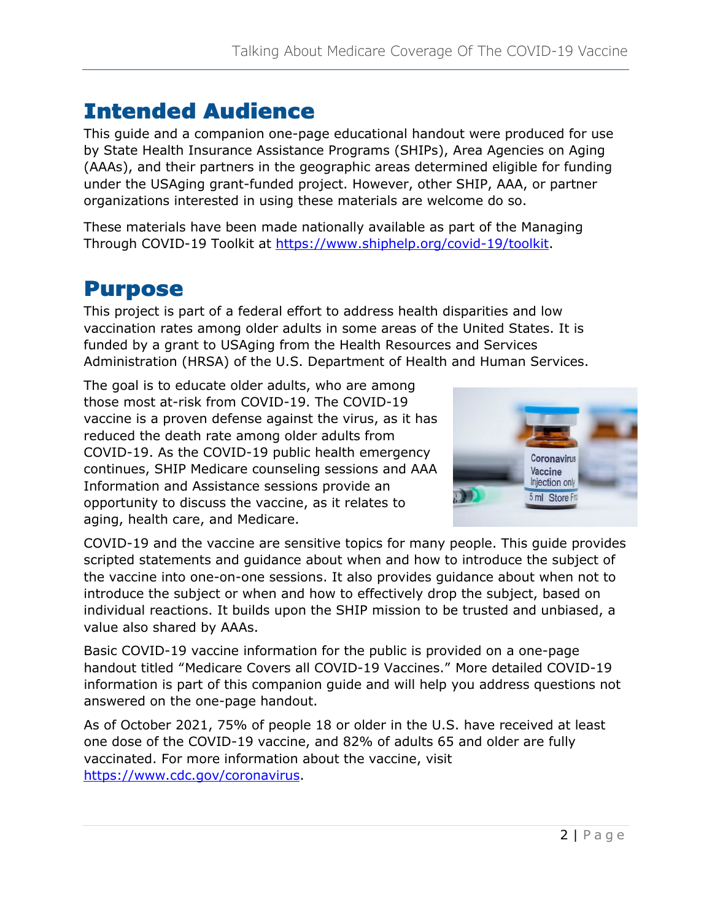# Intended Audience

This guide and a companion one-page educational handout were produced for use by State Health Insurance Assistance Programs (SHIPs), Area Agencies on Aging (AAAs), and their partners in the geographic areas determined eligible for funding under the USAging grant-funded project. However, other SHIP, AAA, or partner organizations interested in using these materials are welcome do so.

These materials have been made nationally available as part of the Managing Through COVID-19 Toolkit at https://www.shiphelp.org/covid-19/toolkit.

# Purpose

This project is part of a federal effort to address health disparities and low vaccination rates among older adults in some areas of the United States. It is funded by a grant to USAging from the Health Resources and Services Administration (HRSA) of the U.S. Department of Health and Human Services.

The goal is to educate older adults, who are among those most at-risk from COVID-19. The COVID-19 vaccine is a proven defense against the virus, as it has reduced the death rate among older adults from COVID-19. As the COVID-19 public health emergency continues, SHIP Medicare counseling sessions and AAA Information and Assistance sessions provide an opportunity to discuss the vaccine, as it relates to aging, health care, and Medicare.

COVID-19 and the vaccine are sensitive topics for many people. This guide provides scripted statements and guidance about when and how to introduce the subject of the vaccine into one-on-one sessions. It also provides guidance about when not to introduce the subject or when and how to effectively drop the subject, based on individual reactions. It builds upon the SHIP mission to be trusted and unbiased, a value also shared by AAAs.

Basic COVID-19 vaccine information for the public is provided on a one-page handout titled “Medicare Covers all COVID-19 Vaccines.” More detailed COVID-19 information is part of this companion guide and will help you address questions not answered on the one-page handout.

As of October 2021, 75% of people 18 or older in the U.S. have received at least one dose of the COVID-19 vaccine, and 82% of adults 65 and older are fully vaccinated. For more information about the vaccine, visit https://www.cdc.gov/coronavirus.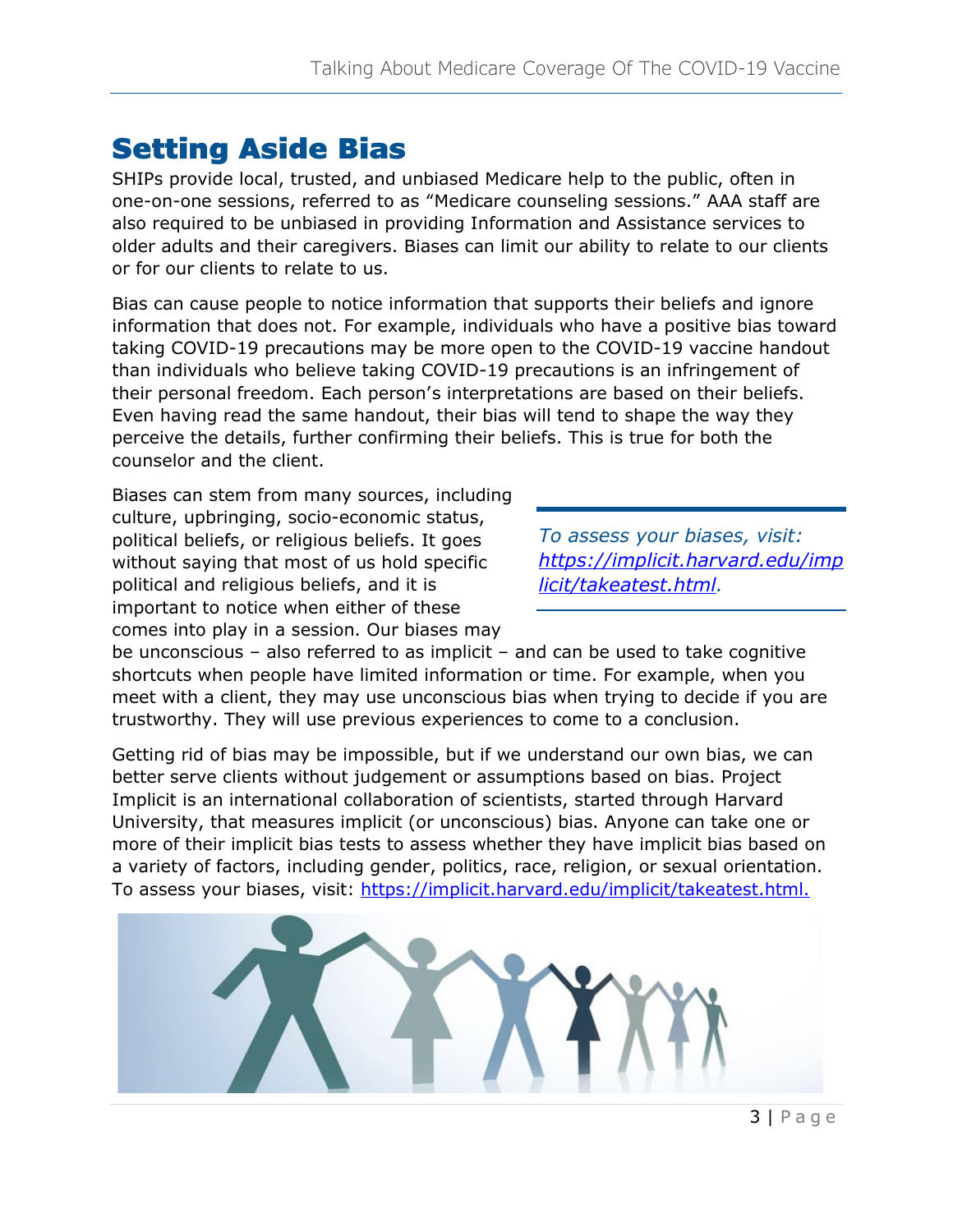# Setting Aside Bias

SHIPs provide local, trusted, and unbiased Medicare help to the public, often in one-on-one sessions, referred to as "Medicare counseling sessions." AAA staff are also required to be unbiased in providing Information and Assistance services to older adults and their caregivers. Biases can limit our ability to relate to our clients or for our clients to relate to us.

Bias can cause people to notice information that supports their beliefs and ignore information that does not. For example, individuals who have a positive bias toward taking COVID-19 precautions may be more open to the COVID-19 vaccine handout than individuals who believe taking COVID-19 precautions is an infringement of their personal freedom. Each person's interpretations are based on their beliefs. Even having read the same handout, their bias will tend to shape the way they perceive the details, further confirming their beliefs. This is true for both the counselor and the client.

Biases can stem from many sources, including culture, upbringing, socio-economic status, political beliefs, or religious beliefs. It goes without saying that most of us hold specific political and religious beliefs, and it is important to notice when either of these comes into play in a session. Our biases may be unconscious – also referred to as implicit – and can be used to take cognitive shortcuts when people have limited information or time. For example, when you meet with a client, they may use unconscious bias when trying to decide if you are trustworthy. They will use previous experiences to come to a conclusion.

*To assess your biases, visit: https://implicit.harvard.edu/implicit/takeatest.html.*

Getting rid of bias may be impossible, but if we understand our own bias, we can better serve clients without judgement or assumptions based on bias. Project Implicit is an international collaboration of scientists, started through Harvard University, that measures implicit (or unconscious) bias. Anyone can take one or more of their implicit bias tests to assess whether they have implicit bias based on a variety of factors, including gender, politics, race, religion, or sexual orientation. To assess your biases, visit: https://implicit.harvard.edu/implicit/takeatest.html.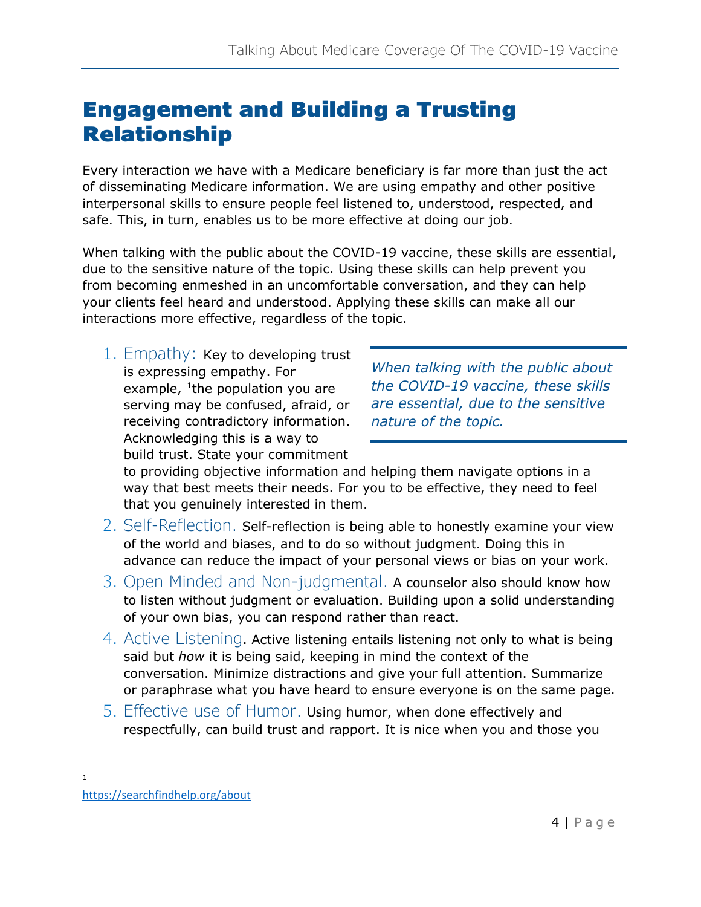# Engagement and Building a Trusting Relationship

Every interaction we have with a Medicare beneficiary is far more than just the act of disseminating Medicare information. We are using empathy and other positive interpersonal skills to ensure people feel listened to, understood, respected, and safe. This, in turn, enables us to be more effective at doing our job.

When talking with the public about the COVID-19 vaccine, these skills are essential, due to the sensitive nature of the topic. Using these skills can help prevent you from becoming enmeshed in an uncomfortable conversation, and they can help your clients feel heard and understood. Applying these skills can make all our interactions more effective, regardless of the topic.

> *When talking with the public about the COVID-19 vaccine, these skills are essential, due to the sensitive nature of the topic.*

1. Empathy: Key to developing trust is expressing empathy. For example, [1]the population you are serving may be confused, afraid, or receiving contradictory information. Acknowledging this is a way to build trust. State your commitment to providing objective information and helping them navigate options in a way that best meets their needs. For you to be effective, they need to feel that you genuinely interested in them.
2. Self-Reflection. Self-reflection is being able to honestly examine your view of the world and biases, and to do so without judgment. Doing this in advance can reduce the impact of your personal views or bias on your work.
3. Open Minded and Non-judgmental. A counselor also should know how to listen without judgment or evaluation. Building upon a solid understanding of your own bias, you can respond rather than react.
4. Active Listening. Active listening entails listening not only to what is being said but *how* it is being said, keeping in mind the context of the conversation. Minimize distractions and give your full attention. Summarize or paraphrase what you have heard to ensure everyone is on the same page.
5. Effective use of Humor. Using humor, when done effectively and respectfully, can build trust and rapport. It is nice when you and those you

[1] https://searchfindhelp.org/about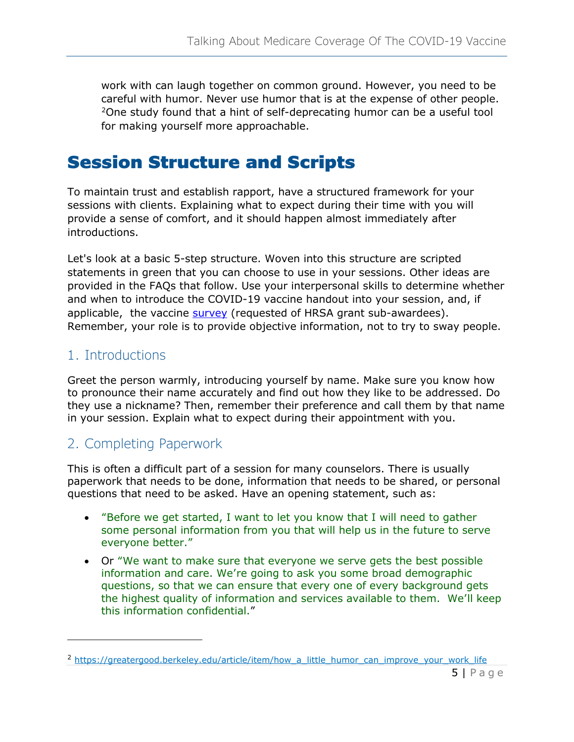work with can laugh together on common ground. However, you need to be careful with humor. Never use humor that is at the expense of other people. [2]One study found that a hint of self-deprecating humor can be a useful tool for making yourself more approachable.

# Session Structure and Scripts

To maintain trust and establish rapport, have a structured framework for your sessions with clients. Explaining what to expect during their time with you will provide a sense of comfort, and it should happen almost immediately after introductions.

Let's look at a basic 5-step structure. Woven into this structure are scripted statements in green that you can choose to use in your sessions. Other ideas are provided in the FAQs that follow. Use your interpersonal skills to determine whether and when to introduce the COVID-19 vaccine handout into your session, and, if applicable, the vaccine [survey](survey) (requested of HRSA grant sub-awardees). Remember, your role is to provide objective information, not to try to sway people.

## 1. Introductions

Greet the person warmly, introducing yourself by name. Make sure you know how to pronounce their name accurately and find out how they like to be addressed. Do they use a nickname? Then, remember their preference and call them by that name in your session. Explain what to expect during their appointment with you.

## 2. Completing Paperwork

This is often a difficult part of a session for many counselors. There is usually paperwork that needs to be done, information that needs to be shared, or personal questions that need to be asked. Have an opening statement, such as:

- "Before we get started, I want to let you know that I will need to gather some personal information from you that will help us in the future to serve everyone better."
- Or "We want to make sure that everyone we serve gets the best possible information and care. We're going to ask you some broad demographic questions, so that we can ensure that every one of every background gets the highest quality of information and services available to them. We'll keep this information confidential."

---

[2] https://greatergood.berkeley.edu/article/item/how_a_little_humor_can_improve_your_work_life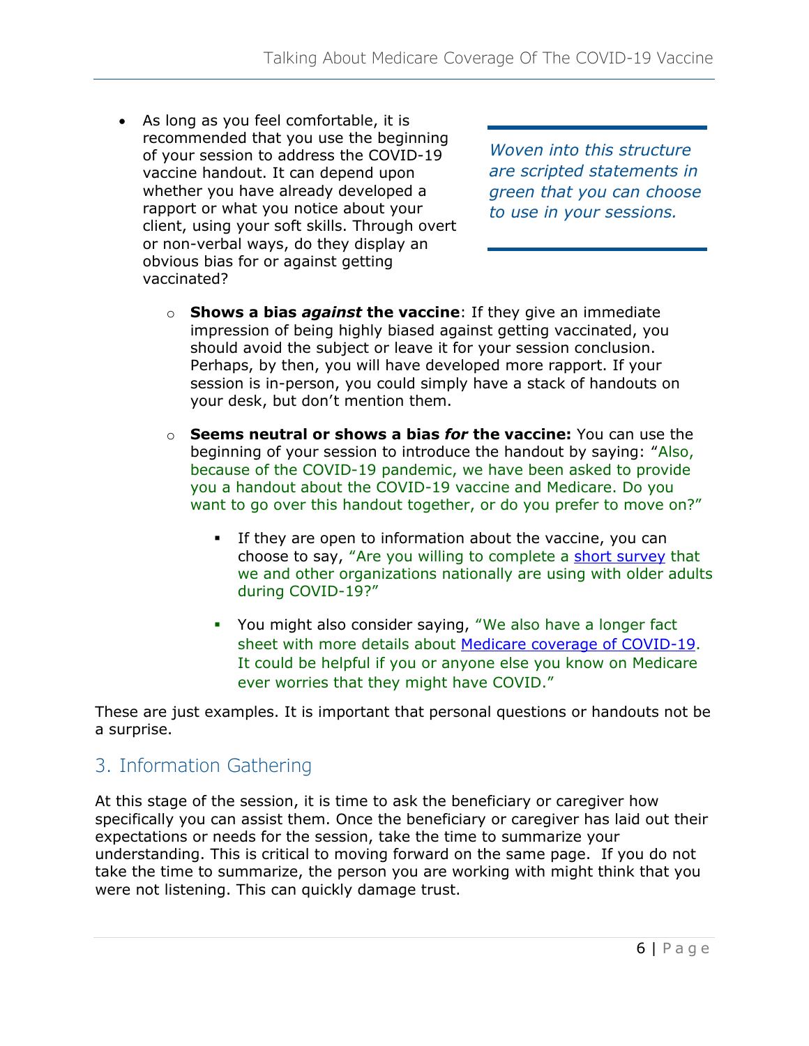- As long as you feel comfortable, it is recommended that you use the beginning of your session to address the COVID-19 vaccine handout. It can depend upon whether you have already developed a rapport or what you notice about your client, using your soft skills. Through overt or non-verbal ways, do they display an obvious bias for or against getting vaccinated?

*Woven into this structure are scripted statements in green that you can choose to use in your sessions.*

  - **Shows a bias *against* the vaccine**: If they give an immediate impression of being highly biased against getting vaccinated, you should avoid the subject or leave it for your session conclusion. Perhaps, by then, you will have developed more rapport. If your session is in-person, you could simply have a stack of handouts on your desk, but don't mention them.
  - **Seems neutral or shows a bias *for* the vaccine:** You can use the beginning of your session to introduce the handout by saying: "Also, because of the COVID-19 pandemic, we have been asked to provide you a handout about the COVID-19 vaccine and Medicare. Do you want to go over this handout together, or do you prefer to move on?"
    - If they are open to information about the vaccine, you can choose to say, "Are you willing to complete a short survey that we and other organizations nationally are using with older adults during COVID-19?"
    - You might also consider saying, "We also have a longer fact sheet with more details about Medicare coverage of COVID-19. It could be helpful if you or anyone else you know on Medicare ever worries that they might have COVID."

These are just examples. It is important that personal questions or handouts not be a surprise.

## 3. Information Gathering

At this stage of the session, it is time to ask the beneficiary or caregiver how specifically you can assist them. Once the beneficiary or caregiver has laid out their expectations or needs for the session, take the time to summarize your understanding. This is critical to moving forward on the same page. If you do not take the time to summarize, the person you are working with might think that you were not listening. This can quickly damage trust.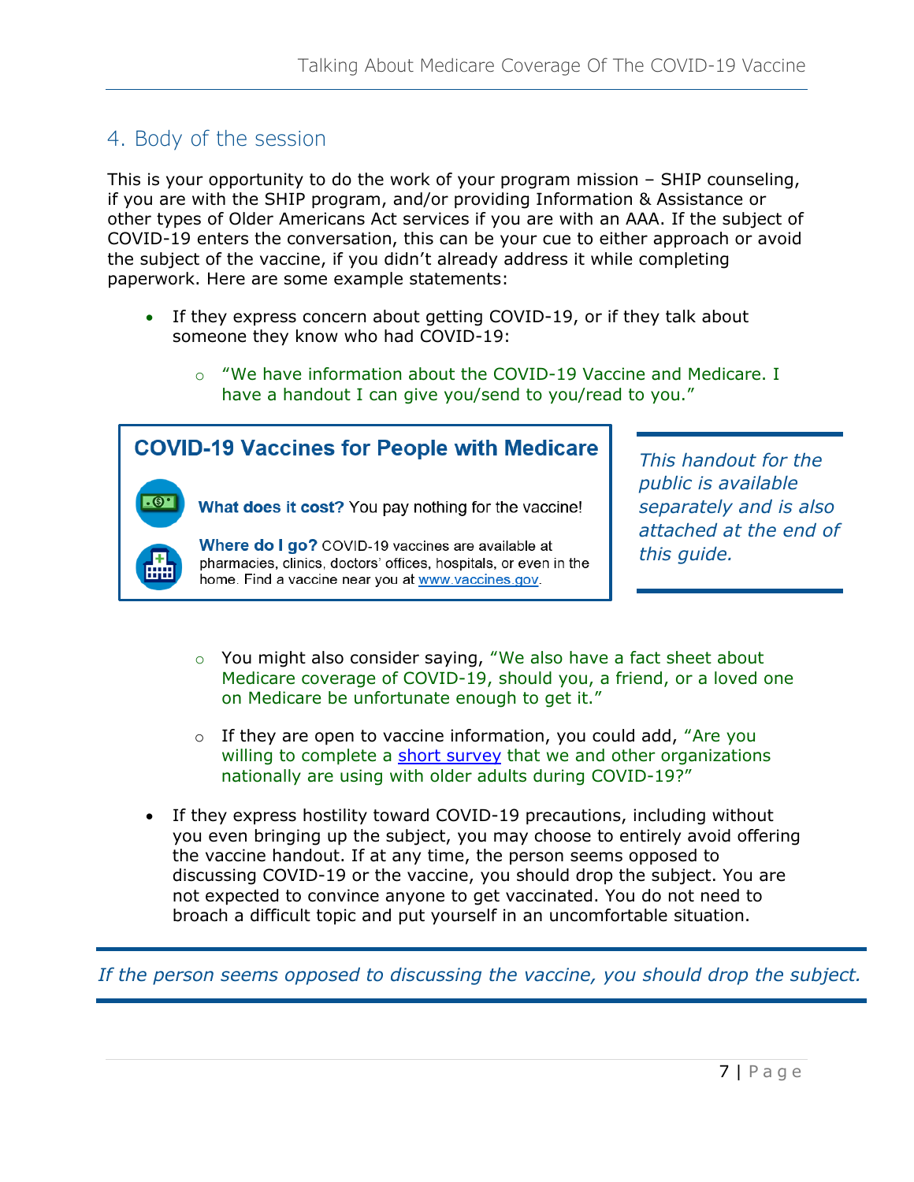## 4. Body of the session

This is your opportunity to do the work of your program mission – SHIP counseling, if you are with the SHIP program, and/or providing Information & Assistance or other types of Older Americans Act services if you are with an AAA. If the subject of COVID-19 enters the conversation, this can be your cue to either approach or avoid the subject of the vaccine, if you didn't already address it while completing paperwork. Here are some example statements:

- If they express concern about getting COVID-19, or if they talk about someone they know who had COVID-19:
  - "We have information about the COVID-19 Vaccine and Medicare. I have a handout I can give you/send to you/read to you."

> **COVID-19 Vaccines for People with Medicare**
>
> **What does it cost?** You pay nothing for the vaccine!
>
> **Where do I go?** COVID-19 vaccines are available at pharmacies, clinics, doctors' offices, hospitals, or even in the home. Find a vaccine near you at www.vaccines.gov.

*This handout for the public is available separately and is also attached at the end of this guide.*

  - You might also consider saying, "We also have a fact sheet about Medicare coverage of COVID-19, should you, a friend, or a loved one on Medicare be unfortunate enough to get it."
  - If they are open to vaccine information, you could add, "Are you willing to complete a short survey that we and other organizations nationally are using with older adults during COVID-19?"

- If they express hostility toward COVID-19 precautions, including without you even bringing up the subject, you may choose to entirely avoid offering the vaccine handout. If at any time, the person seems opposed to discussing COVID-19 or the vaccine, you should drop the subject. You are not expected to convince anyone to get vaccinated. You do not need to broach a difficult topic and put yourself in an uncomfortable situation.

*If the person seems opposed to discussing the vaccine, you should drop the subject.*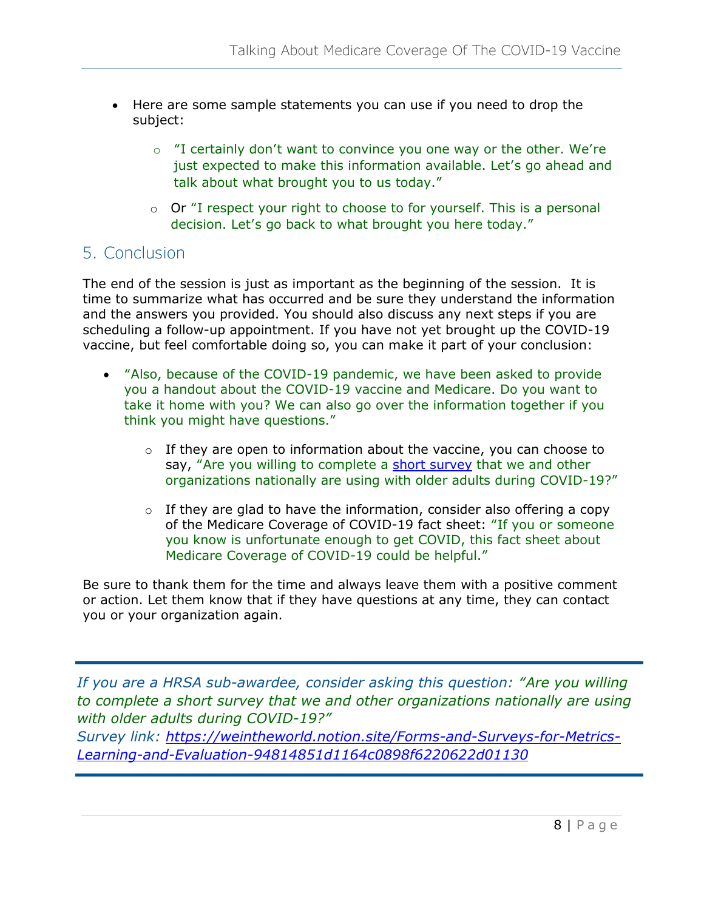- Here are some sample statements you can use if you need to drop the subject:
  - "I certainly don't want to convince you one way or the other. We're just expected to make this information available. Let's go ahead and talk about what brought you to us today."
  - Or "I respect your right to choose to for yourself. This is a personal decision. Let's go back to what brought you here today."

## 5. Conclusion

The end of the session is just as important as the beginning of the session. It is time to summarize what has occurred and be sure they understand the information and the answers you provided. You should also discuss any next steps if you are scheduling a follow-up appointment. If you have not yet brought up the COVID-19 vaccine, but feel comfortable doing so, you can make it part of your conclusion:

- "Also, because of the COVID-19 pandemic, we have been asked to provide you a handout about the COVID-19 vaccine and Medicare. Do you want to take it home with you? We can also go over the information together if you think you might have questions."
  - If they are open to information about the vaccine, you can choose to say, "Are you willing to complete a short survey that we and other organizations nationally are using with older adults during COVID-19?"
  - If they are glad to have the information, consider also offering a copy of the Medicare Coverage of COVID-19 fact sheet: "If you or someone you know is unfortunate enough to get COVID, this fact sheet about Medicare Coverage of COVID-19 could be helpful."

Be sure to thank them for the time and always leave them with a positive comment or action. Let them know that if they have questions at any time, they can contact you or your organization again.

---

*If you are a HRSA sub-awardee, consider asking this question: "Are you willing to complete a short survey that we and other organizations nationally are using with older adults during COVID-19?"*
*Survey link: https://weintheworld.notion.site/Forms-and-Surveys-for-Metrics-Learning-and-Evaluation-94814851d1164c0898f6220622d01130*

---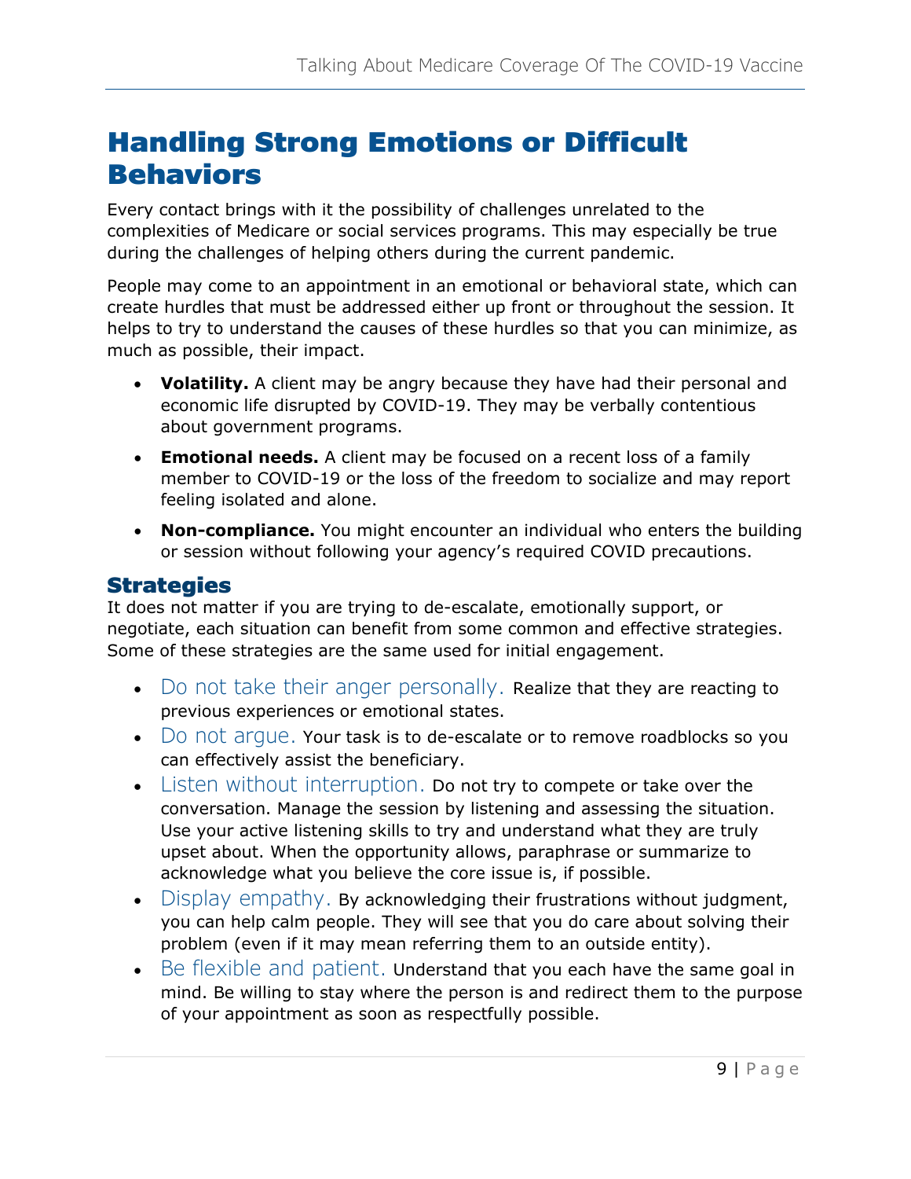# Handling Strong Emotions or Difficult Behaviors

Every contact brings with it the possibility of challenges unrelated to the complexities of Medicare or social services programs. This may especially be true during the challenges of helping others during the current pandemic.

People may come to an appointment in an emotional or behavioral state, which can create hurdles that must be addressed either up front or throughout the session. It helps to try to understand the causes of these hurdles so that you can minimize, as much as possible, their impact.

- **Volatility.** A client may be angry because they have had their personal and economic life disrupted by COVID-19. They may be verbally contentious about government programs.
- **Emotional needs.** A client may be focused on a recent loss of a family member to COVID-19 or the loss of the freedom to socialize and may report feeling isolated and alone.
- **Non-compliance.** You might encounter an individual who enters the building or session without following your agency's required COVID precautions.

## Strategies

It does not matter if you are trying to de-escalate, emotionally support, or negotiate, each situation can benefit from some common and effective strategies. Some of these strategies are the same used for initial engagement.

- Do not take their anger personally. Realize that they are reacting to previous experiences or emotional states.
- Do not argue. Your task is to de-escalate or to remove roadblocks so you can effectively assist the beneficiary.
- Listen without interruption. Do not try to compete or take over the conversation. Manage the session by listening and assessing the situation. Use your active listening skills to try and understand what they are truly upset about. When the opportunity allows, paraphrase or summarize to acknowledge what you believe the core issue is, if possible.
- Display empathy. By acknowledging their frustrations without judgment, you can help calm people. They will see that you do care about solving their problem (even if it may mean referring them to an outside entity).
- Be flexible and patient. Understand that you each have the same goal in mind. Be willing to stay where the person is and redirect them to the purpose of your appointment as soon as respectfully possible.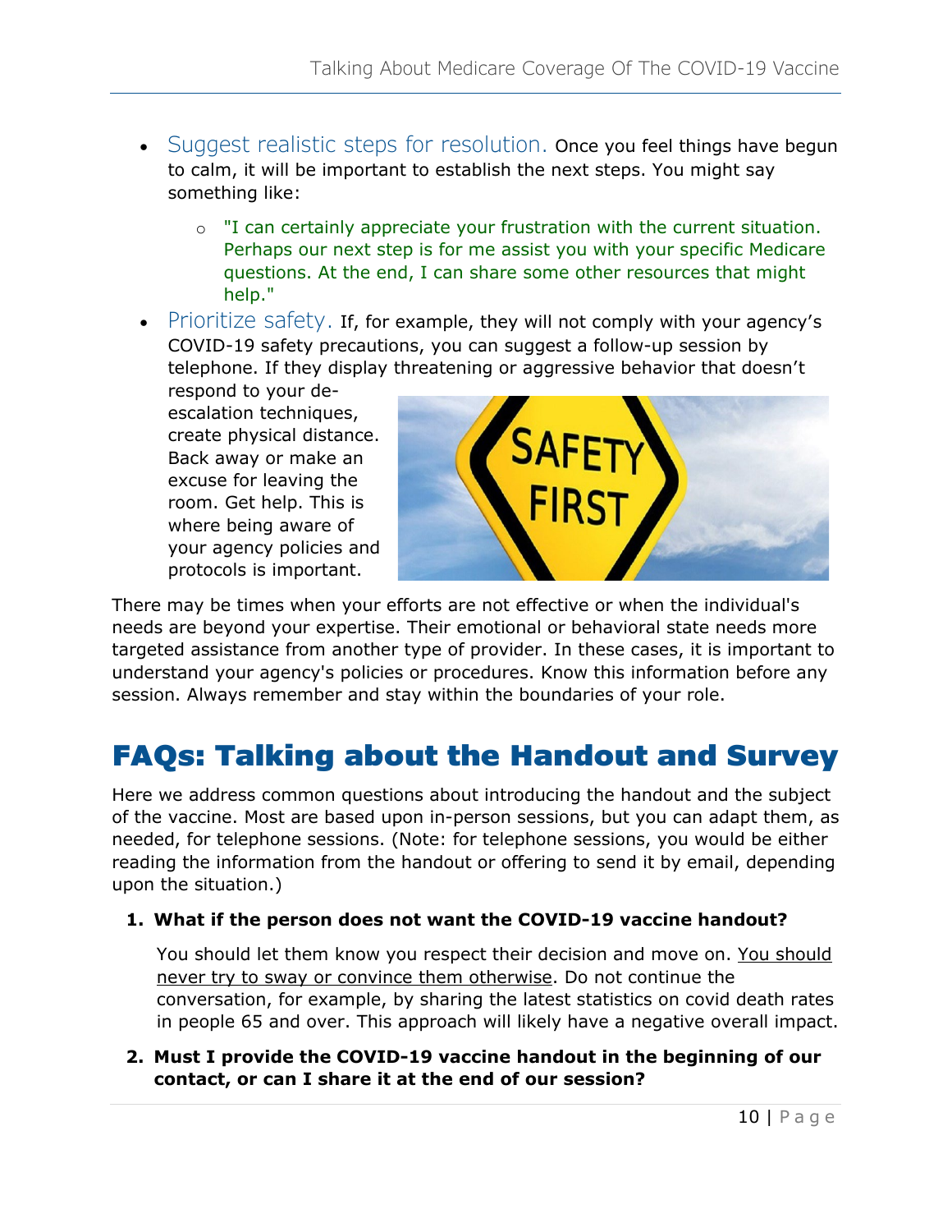- Suggest realistic steps for resolution. Once you feel things have begun to calm, it will be important to establish the next steps. You might say something like:
  - "I can certainly appreciate your frustration with the current situation. Perhaps our next step is for me assist you with your specific Medicare questions. At the end, I can share some other resources that might help."
- Prioritize safety. If, for example, they will not comply with your agency's COVID-19 safety precautions, you can suggest a follow-up session by telephone. If they display threatening or aggressive behavior that doesn't respond to your de-escalation techniques, create physical distance. Back away or make an excuse for leaving the room. Get help. This is where being aware of your agency policies and protocols is important.

There may be times when your efforts are not effective or when the individual's needs are beyond your expertise. Their emotional or behavioral state needs more targeted assistance from another type of provider. In these cases, it is important to understand your agency's policies or procedures. Know this information before any session. Always remember and stay within the boundaries of your role.

# FAQs: Talking about the Handout and Survey

Here we address common questions about introducing the handout and the subject of the vaccine. Most are based upon in-person sessions, but you can adapt them, as needed, for telephone sessions. (Note: for telephone sessions, you would be either reading the information from the handout or offering to send it by email, depending upon the situation.)

1. **What if the person does not want the COVID-19 vaccine handout?**

   You should let them know you respect their decision and move on. You should never try to sway or convince them otherwise. Do not continue the conversation, for example, by sharing the latest statistics on covid death rates in people 65 and over. This approach will likely have a negative overall impact.

2. **Must I provide the COVID-19 vaccine handout in the beginning of our contact, or can I share it at the end of our session?**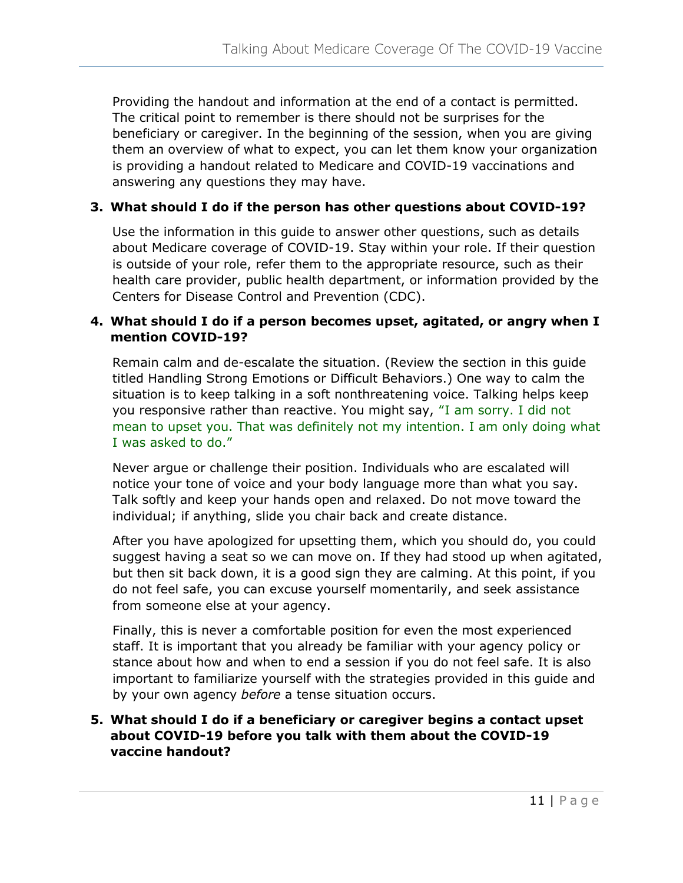Providing the handout and information at the end of a contact is permitted. The critical point to remember is there should not be surprises for the beneficiary or caregiver. In the beginning of the session, when you are giving them an overview of what to expect, you can let them know your organization is providing a handout related to Medicare and COVID-19 vaccinations and answering any questions they may have.

3. **What should I do if the person has other questions about COVID-19?**

   Use the information in this guide to answer other questions, such as details about Medicare coverage of COVID-19. Stay within your role. If their question is outside of your role, refer them to the appropriate resource, such as their health care provider, public health department, or information provided by the Centers for Disease Control and Prevention (CDC).

4. **What should I do if a person becomes upset, agitated, or angry when I mention COVID-19?**

   Remain calm and de-escalate the situation. (Review the section in this guide titled Handling Strong Emotions or Difficult Behaviors.) One way to calm the situation is to keep talking in a soft nonthreatening voice. Talking helps keep you responsive rather than reactive. You might say, "I am sorry. I did not mean to upset you. That was definitely not my intention. I am only doing what I was asked to do."

   Never argue or challenge their position. Individuals who are escalated will notice your tone of voice and your body language more than what you say. Talk softly and keep your hands open and relaxed. Do not move toward the individual; if anything, slide you chair back and create distance.

   After you have apologized for upsetting them, which you should do, you could suggest having a seat so we can move on. If they had stood up when agitated, but then sit back down, it is a good sign they are calming. At this point, if you do not feel safe, you can excuse yourself momentarily, and seek assistance from someone else at your agency.

   Finally, this is never a comfortable position for even the most experienced staff. It is important that you already be familiar with your agency policy or stance about how and when to end a session if you do not feel safe. It is also important to familiarize yourself with the strategies provided in this guide and by your own agency *before* a tense situation occurs.

5. **What should I do if a beneficiary or caregiver begins a contact upset about COVID-19 before you talk with them about the COVID-19 vaccine handout?**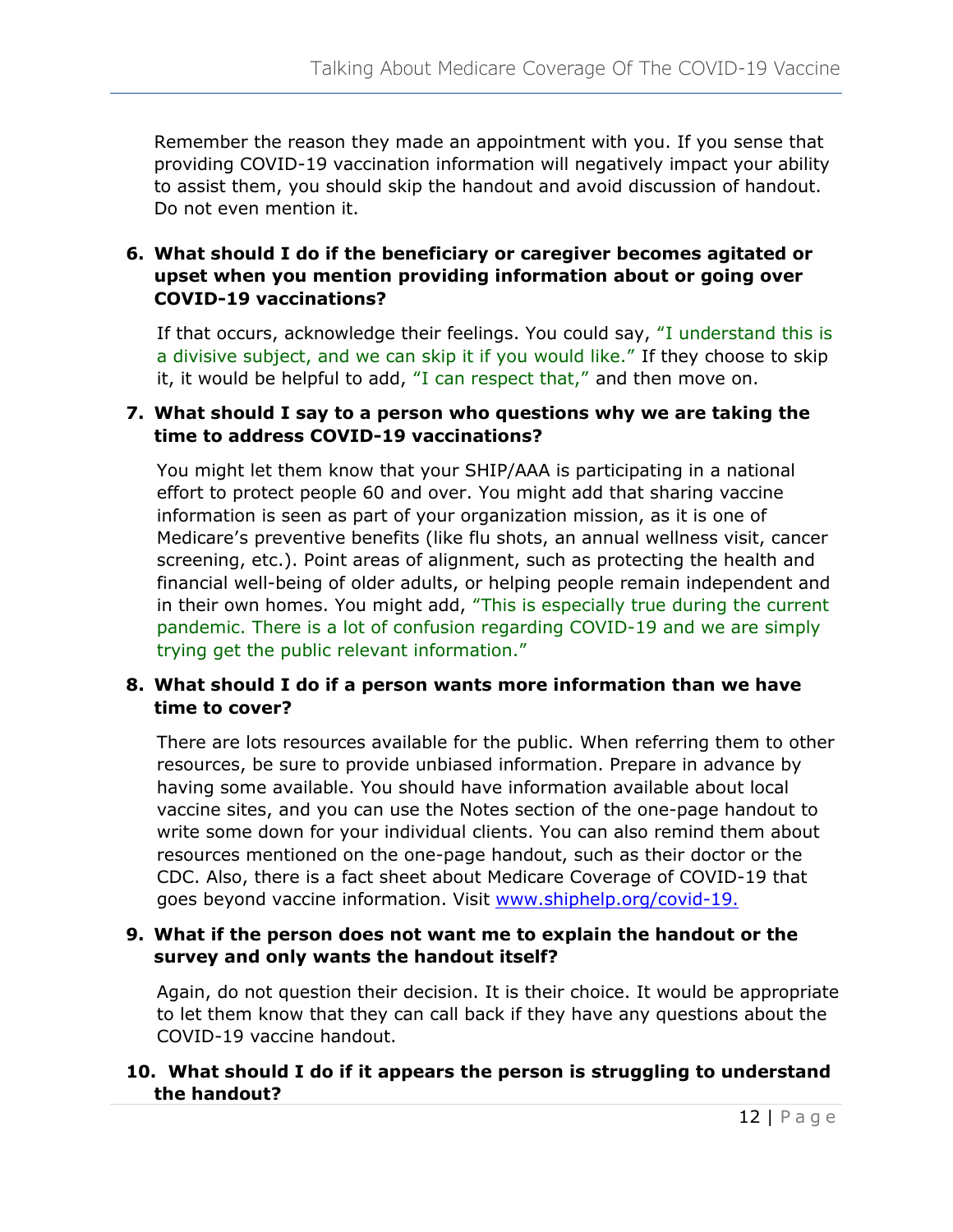Remember the reason they made an appointment with you. If you sense that providing COVID-19 vaccination information will negatively impact your ability to assist them, you should skip the handout and avoid discussion of handout. Do not even mention it.

6. **What should I do if the beneficiary or caregiver becomes agitated or upset when you mention providing information about or going over COVID-19 vaccinations?**

   If that occurs, acknowledge their feelings. You could say, "I understand this is a divisive subject, and we can skip it if you would like." If they choose to skip it, it would be helpful to add, "I can respect that," and then move on.

7. **What should I say to a person who questions why we are taking the time to address COVID-19 vaccinations?**

   You might let them know that your SHIP/AAA is participating in a national effort to protect people 60 and over. You might add that sharing vaccine information is seen as part of your organization mission, as it is one of Medicare's preventive benefits (like flu shots, an annual wellness visit, cancer screening, etc.). Point areas of alignment, such as protecting the health and financial well-being of older adults, or helping people remain independent and in their own homes. You might add, "This is especially true during the current pandemic. There is a lot of confusion regarding COVID-19 and we are simply trying get the public relevant information."

8. **What should I do if a person wants more information than we have time to cover?**

   There are lots resources available for the public. When referring them to other resources, be sure to provide unbiased information. Prepare in advance by having some available. You should have information available about local vaccine sites, and you can use the Notes section of the one-page handout to write some down for your individual clients. You can also remind them about resources mentioned on the one-page handout, such as their doctor or the CDC. Also, there is a fact sheet about Medicare Coverage of COVID-19 that goes beyond vaccine information. Visit www.shiphelp.org/covid-19.

9. **What if the person does not want me to explain the handout or the survey and only wants the handout itself?**

   Again, do not question their decision. It is their choice. It would be appropriate to let them know that they can call back if they have any questions about the COVID-19 vaccine handout.

10. **What should I do if it appears the person is struggling to understand the handout?**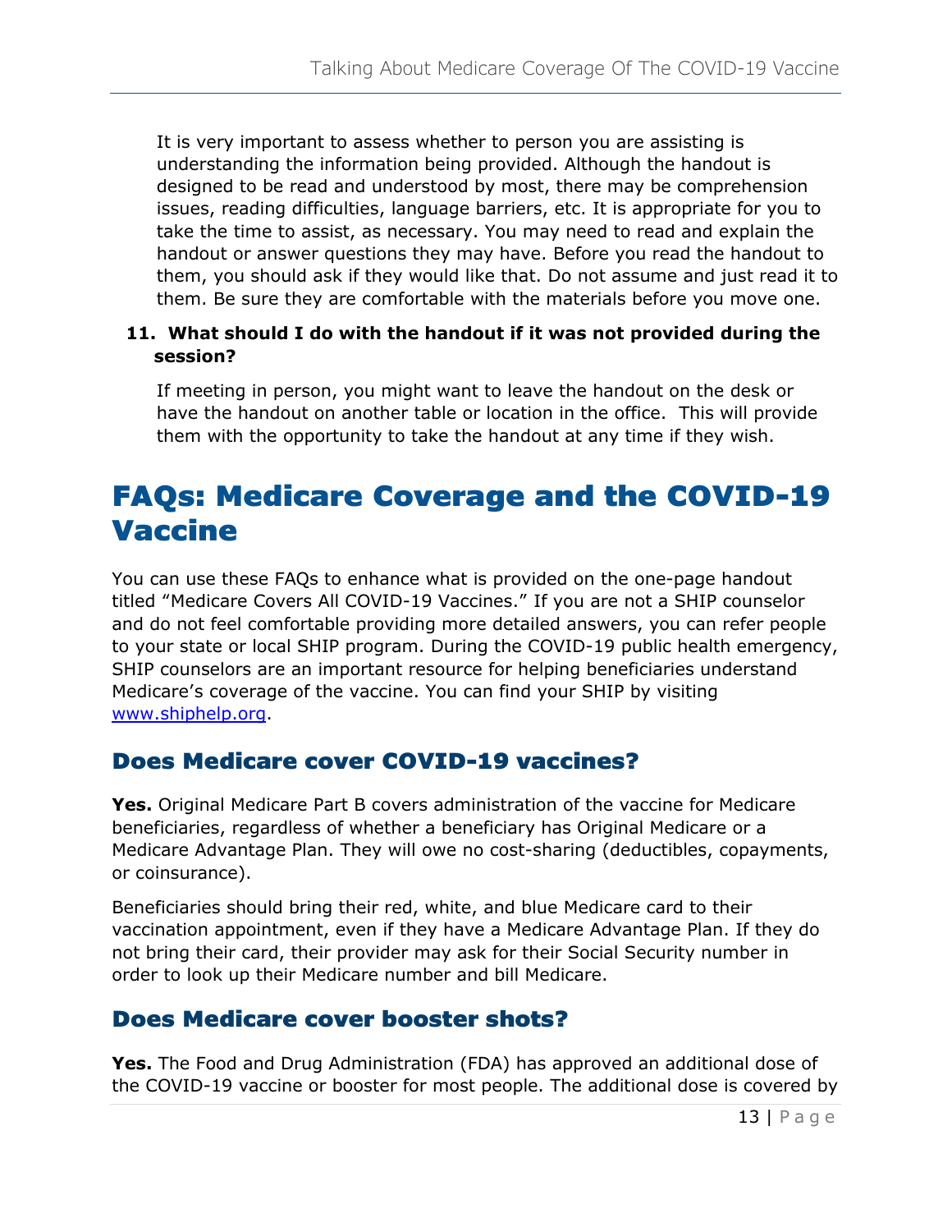It is very important to assess whether to person you are assisting is understanding the information being provided. Although the handout is designed to be read and understood by most, there may be comprehension issues, reading difficulties, language barriers, etc. It is appropriate for you to take the time to assist, as necessary. You may need to read and explain the handout or answer questions they may have. Before you read the handout to them, you should ask if they would like that. Do not assume and just read it to them. Be sure they are comfortable with the materials before you move one.

**11. What should I do with the handout if it was not provided during the session?**

If meeting in person, you might want to leave the handout on the desk or have the handout on another table or location in the office. This will provide them with the opportunity to take the handout at any time if they wish.

# FAQs: Medicare Coverage and the COVID-19 Vaccine

You can use these FAQs to enhance what is provided on the one-page handout titled "Medicare Covers All COVID-19 Vaccines." If you are not a SHIP counselor and do not feel comfortable providing more detailed answers, you can refer people to your state or local SHIP program. During the COVID-19 public health emergency, SHIP counselors are an important resource for helping beneficiaries understand Medicare's coverage of the vaccine. You can find your SHIP by visiting www.shiphelp.org.

## Does Medicare cover COVID-19 vaccines?

**Yes.** Original Medicare Part B covers administration of the vaccine for Medicare beneficiaries, regardless of whether a beneficiary has Original Medicare or a Medicare Advantage Plan. They will owe no cost-sharing (deductibles, copayments, or coinsurance).

Beneficiaries should bring their red, white, and blue Medicare card to their vaccination appointment, even if they have a Medicare Advantage Plan. If they do not bring their card, their provider may ask for their Social Security number in order to look up their Medicare number and bill Medicare.

## Does Medicare cover booster shots?

**Yes.** The Food and Drug Administration (FDA) has approved an additional dose of the COVID-19 vaccine or booster for most people. The additional dose is covered by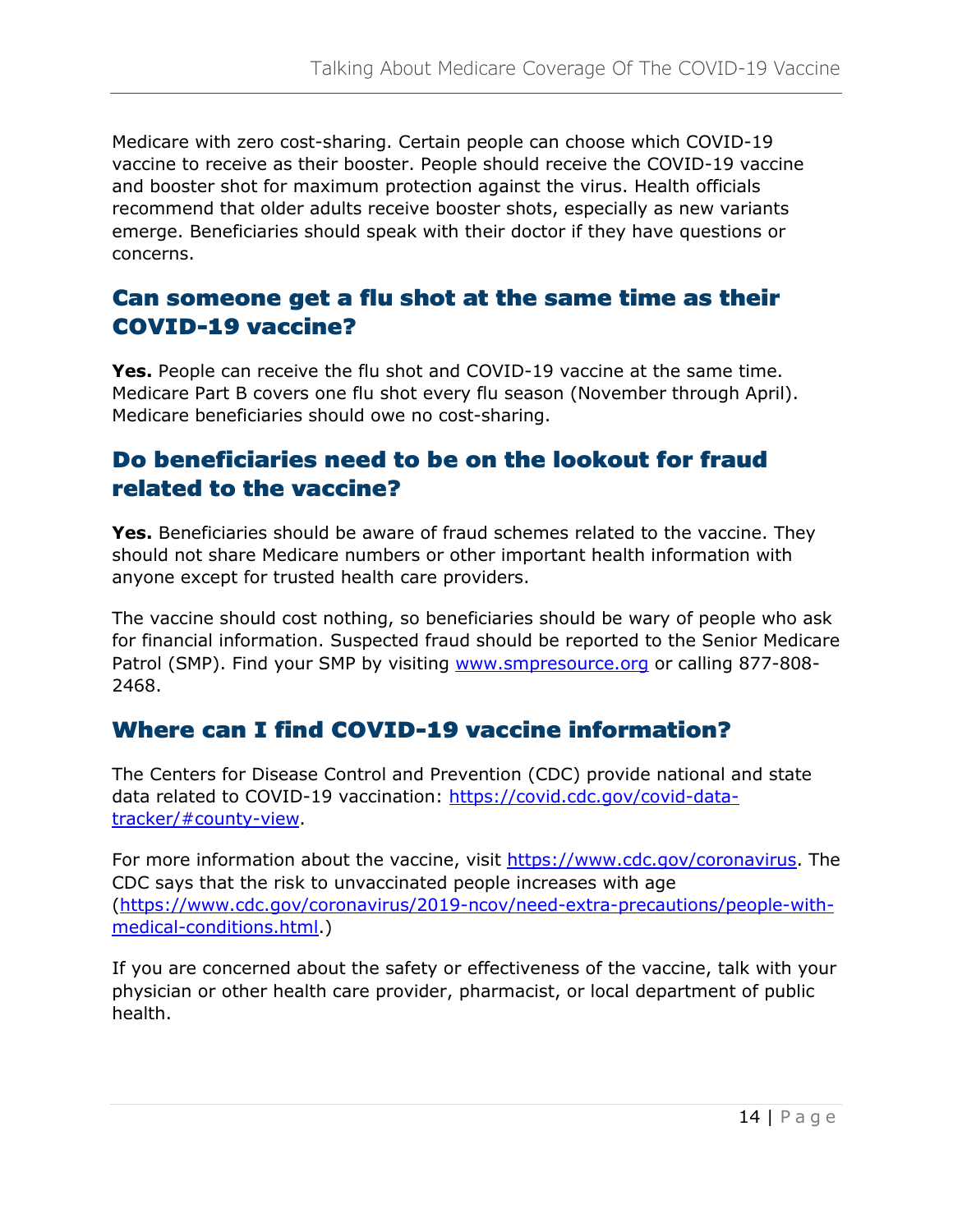Medicare with zero cost-sharing. Certain people can choose which COVID-19 vaccine to receive as their booster. People should receive the COVID-19 vaccine and booster shot for maximum protection against the virus. Health officials recommend that older adults receive booster shots, especially as new variants emerge. Beneficiaries should speak with their doctor if they have questions or concerns.

## Can someone get a flu shot at the same time as their COVID-19 vaccine?

**Yes.** People can receive the flu shot and COVID-19 vaccine at the same time. Medicare Part B covers one flu shot every flu season (November through April). Medicare beneficiaries should owe no cost-sharing.

## Do beneficiaries need to be on the lookout for fraud related to the vaccine?

**Yes.** Beneficiaries should be aware of fraud schemes related to the vaccine. They should not share Medicare numbers or other important health information with anyone except for trusted health care providers.

The vaccine should cost nothing, so beneficiaries should be wary of people who ask for financial information. Suspected fraud should be reported to the Senior Medicare Patrol (SMP). Find your SMP by visiting [www.smpresource.org](www.smpresource.org) or calling 877-808-2468.

## Where can I find COVID-19 vaccine information?

The Centers for Disease Control and Prevention (CDC) provide national and state data related to COVID-19 vaccination: [https://covid.cdc.gov/covid-data-tracker/#county-view](https://covid.cdc.gov/covid-data-tracker/#county-view).

For more information about the vaccine, visit [https://www.cdc.gov/coronavirus](https://www.cdc.gov/coronavirus). The CDC says that the risk to unvaccinated people increases with age ([https://www.cdc.gov/coronavirus/2019-ncov/need-extra-precautions/people-with-medical-conditions.html](https://www.cdc.gov/coronavirus/2019-ncov/need-extra-precautions/people-with-medical-conditions.html).)

If you are concerned about the safety or effectiveness of the vaccine, talk with your physician or other health care provider, pharmacist, or local department of public health.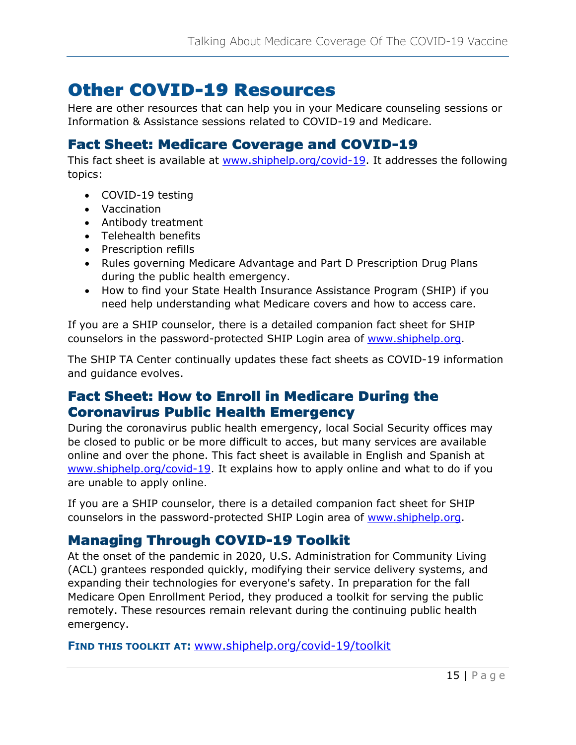# Other COVID-19 Resources

Here are other resources that can help you in your Medicare counseling sessions or Information & Assistance sessions related to COVID-19 and Medicare.

## Fact Sheet: Medicare Coverage and COVID-19

This fact sheet is available at www.shiphelp.org/covid-19. It addresses the following topics:

- COVID-19 testing
- Vaccination
- Antibody treatment
- Telehealth benefits
- Prescription refills
- Rules governing Medicare Advantage and Part D Prescription Drug Plans during the public health emergency.
- How to find your State Health Insurance Assistance Program (SHIP) if you need help understanding what Medicare covers and how to access care.

If you are a SHIP counselor, there is a detailed companion fact sheet for SHIP counselors in the password-protected SHIP Login area of www.shiphelp.org.

The SHIP TA Center continually updates these fact sheets as COVID-19 information and guidance evolves.

## Fact Sheet: How to Enroll in Medicare During the Coronavirus Public Health Emergency

During the coronavirus public health emergency, local Social Security offices may be closed to public or be more difficult to acces, but many services are available online and over the phone. This fact sheet is available in English and Spanish at www.shiphelp.org/covid-19. It explains how to apply online and what to do if you are unable to apply online.

If you are a SHIP counselor, there is a detailed companion fact sheet for SHIP counselors in the password-protected SHIP Login area of www.shiphelp.org.

## Managing Through COVID-19 Toolkit

At the onset of the pandemic in 2020, U.S. Administration for Community Living (ACL) grantees responded quickly, modifying their service delivery systems, and expanding their technologies for everyone's safety. In preparation for the fall Medicare Open Enrollment Period, they produced a toolkit for serving the public remotely. These resources remain relevant during the continuing public health emergency.

**FIND THIS TOOLKIT AT:** www.shiphelp.org/covid-19/toolkit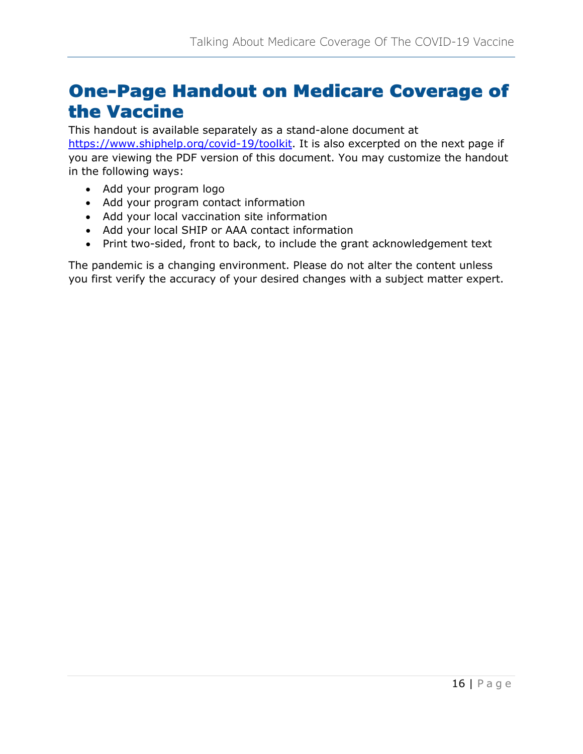# One-Page Handout on Medicare Coverage of the Vaccine

This handout is available separately as a stand-alone document at [https://www.shiphelp.org/covid-19/toolkit](https://www.shiphelp.org/covid-19/toolkit). It is also excerpted on the next page if you are viewing the PDF version of this document. You may customize the handout in the following ways:

- Add your program logo
- Add your program contact information
- Add your local vaccination site information
- Add your local SHIP or AAA contact information
- Print two-sided, front to back, to include the grant acknowledgement text

The pandemic is a changing environment. Please do not alter the content unless you first verify the accuracy of your desired changes with a subject matter expert.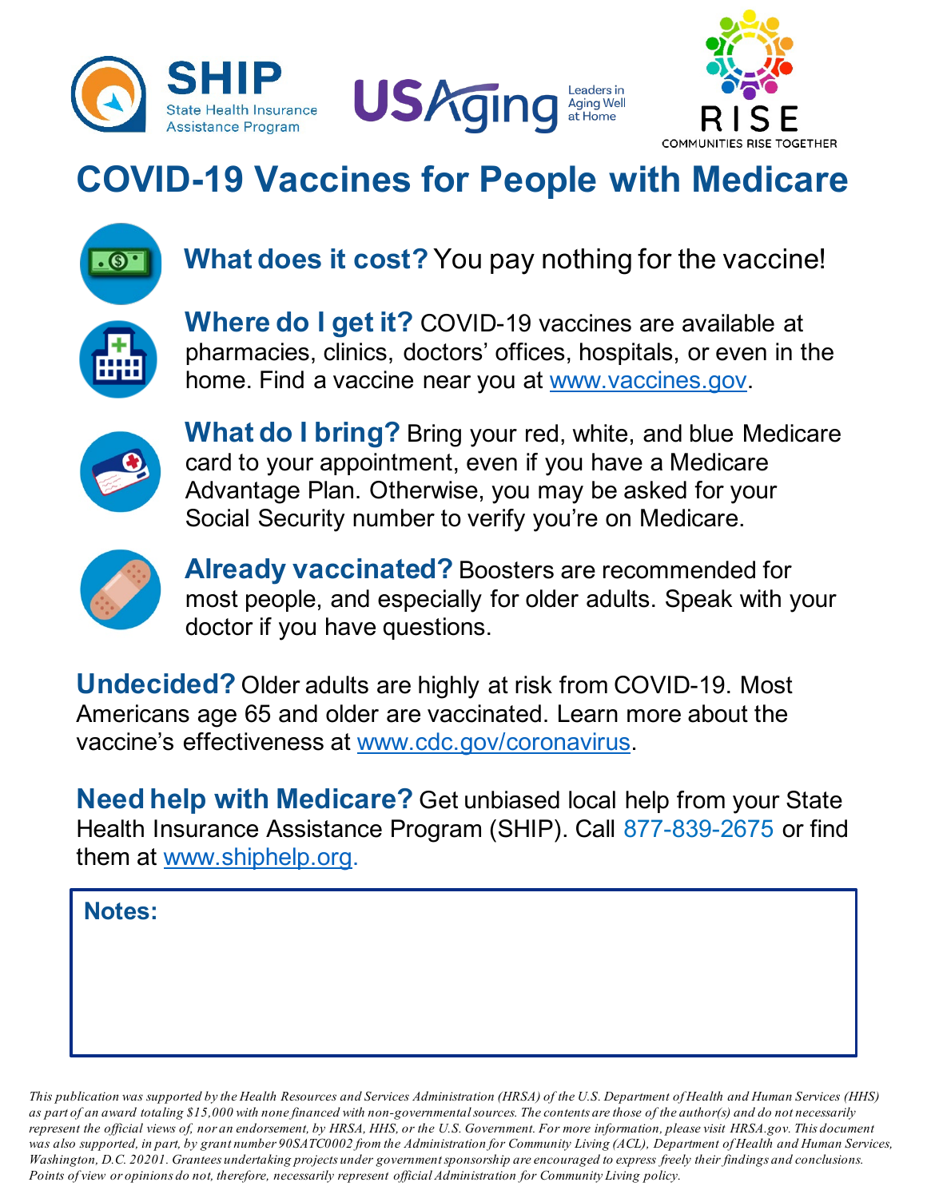SHIP State Health Insurance Assistance Program

USAging Leaders in Aging Well at Home

RISE COMMUNITIES RISE TOGETHER

# COVID-19 Vaccines for People with Medicare

**What does it cost?** You pay nothing for the vaccine!

**Where do I get it?** COVID-19 vaccines are available at pharmacies, clinics, doctors' offices, hospitals, or even in the home. Find a vaccine near you at www.vaccines.gov.

**What do I bring?** Bring your red, white, and blue Medicare card to your appointment, even if you have a Medicare Advantage Plan. Otherwise, you may be asked for your Social Security number to verify you're on Medicare.

**Already vaccinated?** Boosters are recommended for most people, and especially for older adults. Speak with your doctor if you have questions.

**Undecided?** Older adults are highly at risk from COVID-19. Most Americans age 65 and older are vaccinated. Learn more about the vaccine's effectiveness at www.cdc.gov/coronavirus.

**Need help with Medicare?** Get unbiased local help from your State Health Insurance Assistance Program (SHIP). Call 877-839-2675 or find them at www.shiphelp.org.

**Notes:**

*This publication was supported by the Health Resources and Services Administration (HRSA) of the U.S. Department of Health and Human Services (HHS) as part of an award totaling $15,000 with none financed with non-governmental sources. The contents are those of the author(s) and do not necessarily represent the official views of, nor an endorsement, by HRSA, HHS, or the U.S. Government. For more information, please visit HRSA.gov. This document was also supported, in part, by grant number 90SATC0002 from the Administration for Community Living (ACL), Department of Health and Human Services, Washington, D.C. 20201. Grantees undertaking projects under government sponsorship are encouraged to express freely their findings and conclusions. Points of view or opinions do not, therefore, necessarily represent official Administration for Community Living policy.*